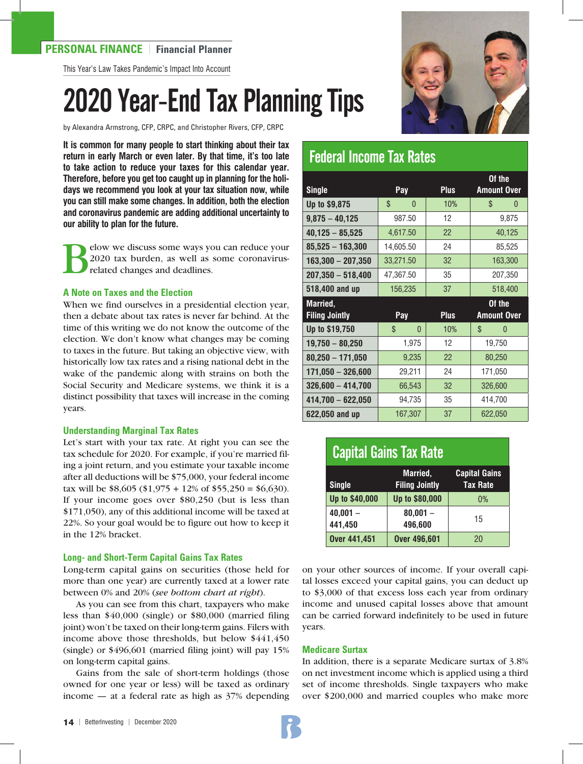PERSONAL FINANCE | Financial Planner

This Year's Law Takes Pandemic's Impact Into Account

# 2020 Year-End Tax Planning Tips

by Alexandra Armstrong, CFP, CRPC, and Christopher Rivers, CFP, CRPC

**It is common for many people to start thinking about their tax return in early March or even later. By that time, it's too late to take action to reduce your taxes for this calendar year. Therefore, before you get too caught up in planning for the holidays we recommend you look at your tax situation now, while you can still make some changes. In addition, both the election and coronavirus pandemic are adding additional uncertainty to our ability to plan for the future.**

Below we discuss some ways you can reduce your 2020 tax burden, as well as some coronavirus-related changes and deadlines.

### A Note on Taxes and the Election

When we find ourselves in a presidential election year, then a debate about tax rates is never far behind. At the time of this writing we do not know the outcome of the election. We don't know what changes may be coming to taxes in the future. But taking an objective view, with historically low tax rates and a rising national debt in the wake of the pandemic along with strains on both the Social Security and Medicare systems, we think it is a distinct possibility that taxes will increase in the coming years.

### Understanding Marginal Tax Rates

Let's start with your tax rate. At right you can see the tax schedule for 2020. For example, if you're married filing a joint return, and you estimate your taxable income after all deductions will be $75,000, your federal income tax will be $8,605 ($1,975 + 12% of $55,250 = $6,630). If your income goes over $80,250 (but is less than $171,050), any of this additional income will be taxed at 22%. So your goal would be to figure out how to keep it in the 12% bracket.

### Long- and Short-Term Capital Gains Tax Rates

Long-term capital gains on securities (those held for more than one year) are currently taxed at a lower rate between 0% and 20% (*see bottom chart at right*).

As you can see from this chart, taxpayers who make less than $40,000 (single) or $80,000 (married filing joint) won't be taxed on their long-term gains. Filers with income above those thresholds, but below $441,450 (single) or $496,601 (married filing joint) will pay 15% on long-term capital gains.

Gains from the sale of short-term holdings (those owned for one year or less) will be taxed as ordinary income — at a federal rate as high as 37% depending on your other sources of income. If your overall capital losses exceed your capital gains, you can deduct up to $3,000 of that excess loss each year from ordinary income and unused capital losses above that amount can be carried forward indefinitely to be used in future years.

### Medicare Surtax

In addition, there is a separate Medicare surtax of 3.8% on net investment income which is applied using a third set of income thresholds. Single taxpayers who make over $200,000 and married couples who make more

## Federal Income Tax Rates

| Single | Pay | Plus | Of the Amount Over |
|---|---|---|---|
| Up to $9,875 | $ 0 | 10% | $ 0 |
| 9,875 – 40,125 | 987.50 | 12 | 9,875 |
| 40,125 – 85,525 | 4,617.50 | 22 | 40,125 |
| 85,525 – 163,300 | 14,605.50 | 24 | 85,525 |
| 163,300 – 207,350 | 33,271.50 | 32 | 163,300 |
| 207,350 – 518,400 | 47,367.50 | 35 | 207,350 |
| 518,400 and up | 156,235 | 37 | 518,400 |
| **Married, Filing Jointly** | **Pay** | **Plus** | **Of the Amount Over** |
| Up to $19,750 | $ 0 | 10% | $ 0 |
| 19,750 – 80,250 | 1,975 | 12 | 19,750 |
| 80,250 – 171,050 | 9,235 | 22 | 80,250 |
| 171,050 – 326,600 | 29,211 | 24 | 171,050 |
| 326,600 – 414,700 | 66,543 | 32 | 326,600 |
| 414,700 – 622,050 | 94,735 | 35 | 414,700 |
| 622,050 and up | 167,307 | 37 | 622,050 |

## Capital Gains Tax Rate

| Single | Married, Filing Jointly | Capital Gains Tax Rate |
|---|---|---|
| Up to $40,000 | Up to $80,000 | 0% |
| 40,001 – 441,450 | 80,001 – 496,600 | 15 |
| Over 441,451 | Over 496,601 | 20 |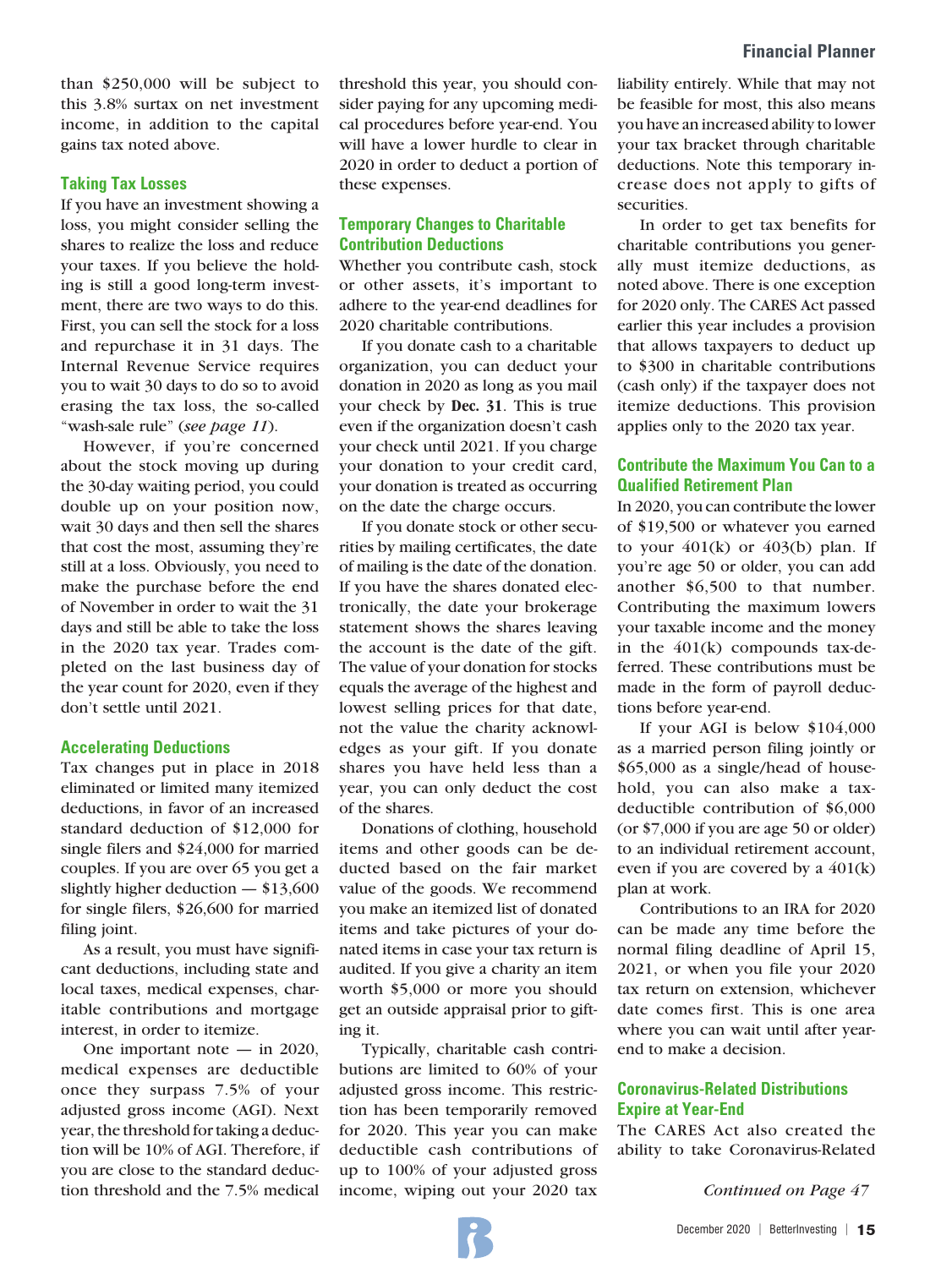than $250,000 will be subject to this 3.8% surtax on net investment income, in addition to the capital gains tax noted above.

### Taking Tax Losses

If you have an investment showing a loss, you might consider selling the shares to realize the loss and reduce your taxes. If you believe the holding is still a good long-term investment, there are two ways to do this. First, you can sell the stock for a loss and repurchase it in 31 days. The Internal Revenue Service requires you to wait 30 days to do so to avoid erasing the tax loss, the so-called "wash-sale rule" (*see page 11*).

However, if you're concerned about the stock moving up during the 30-day waiting period, you could double up on your position now, wait 30 days and then sell the shares that cost the most, assuming they're still at a loss. Obviously, you need to make the purchase before the end of November in order to wait the 31 days and still be able to take the loss in the 2020 tax year. Trades completed on the last business day of the year count for 2020, even if they don't settle until 2021.

### Accelerating Deductions

Tax changes put in place in 2018 eliminated or limited many itemized deductions, in favor of an increased standard deduction of $12,000 for single filers and $24,000 for married couples. If you are over 65 you get a slightly higher deduction — $13,600 for single filers, $26,600 for married filing joint.

As a result, you must have significant deductions, including state and local taxes, medical expenses, charitable contributions and mortgage interest, in order to itemize.

One important note — in 2020, medical expenses are deductible once they surpass 7.5% of your adjusted gross income (AGI). Next year, the threshold for taking a deduction will be 10% of AGI. Therefore, if you are close to the standard deduction threshold and the 7.5% medical threshold this year, you should consider paying for any upcoming medical procedures before year-end. You will have a lower hurdle to clear in 2020 in order to deduct a portion of these expenses.

### Temporary Changes to Charitable Contribution Deductions

Whether you contribute cash, stock or other assets, it's important to adhere to the year-end deadlines for 2020 charitable contributions.

If you donate cash to a charitable organization, you can deduct your donation in 2020 as long as you mail your check by **Dec. 31**. This is true even if the organization doesn't cash your check until 2021. If you charge your donation to your credit card, your donation is treated as occurring on the date the charge occurs.

If you donate stock or other securities by mailing certificates, the date of mailing is the date of the donation. If you have the shares donated electronically, the date your brokerage statement shows the shares leaving the account is the date of the gift. The value of your donation for stocks equals the average of the highest and lowest selling prices for that date, not the value the charity acknowledges as your gift. If you donate shares you have held less than a year, you can only deduct the cost of the shares.

Donations of clothing, household items and other goods can be deducted based on the fair market value of the goods. We recommend you make an itemized list of donated items and take pictures of your donated items in case your tax return is audited. If you give a charity an item worth $5,000 or more you should get an outside appraisal prior to gifting it.

Typically, charitable cash contributions are limited to 60% of your adjusted gross income. This restriction has been temporarily removed for 2020. This year you can make deductible cash contributions of up to 100% of your adjusted gross income, wiping out your 2020 tax liability entirely. While that may not be feasible for most, this also means you have an increased ability to lower your tax bracket through charitable deductions. Note this temporary increase does not apply to gifts of securities.

In order to get tax benefits for charitable contributions you generally must itemize deductions, as noted above. There is one exception for 2020 only. The CARES Act passed earlier this year includes a provision that allows taxpayers to deduct up to $300 in charitable contributions (cash only) if the taxpayer does not itemize deductions. This provision applies only to the 2020 tax year.

### Contribute the Maximum You Can to a Qualified Retirement Plan

In 2020, you can contribute the lower of $19,500 or whatever you earned to your 401(k) or 403(b) plan. If you're age 50 or older, you can add another $6,500 to that number. Contributing the maximum lowers your taxable income and the money in the 401(k) compounds tax-deferred. These contributions must be made in the form of payroll deductions before year-end.

If your AGI is below $104,000 as a married person filing jointly or $65,000 as a single/head of household, you can also make a tax-deductible contribution of $6,000 (or $7,000 if you are age 50 or older) to an individual retirement account, even if you are covered by a 401(k) plan at work.

Contributions to an IRA for 2020 can be made any time before the normal filing deadline of April 15, 2021, or when you file your 2020 tax return on extension, whichever date comes first. This is one area where you can wait until after year-end to make a decision.

### Coronavirus-Related Distributions Expire at Year-End

The CARES Act also created the ability to take Coronavirus-Related

*Continued on Page 47*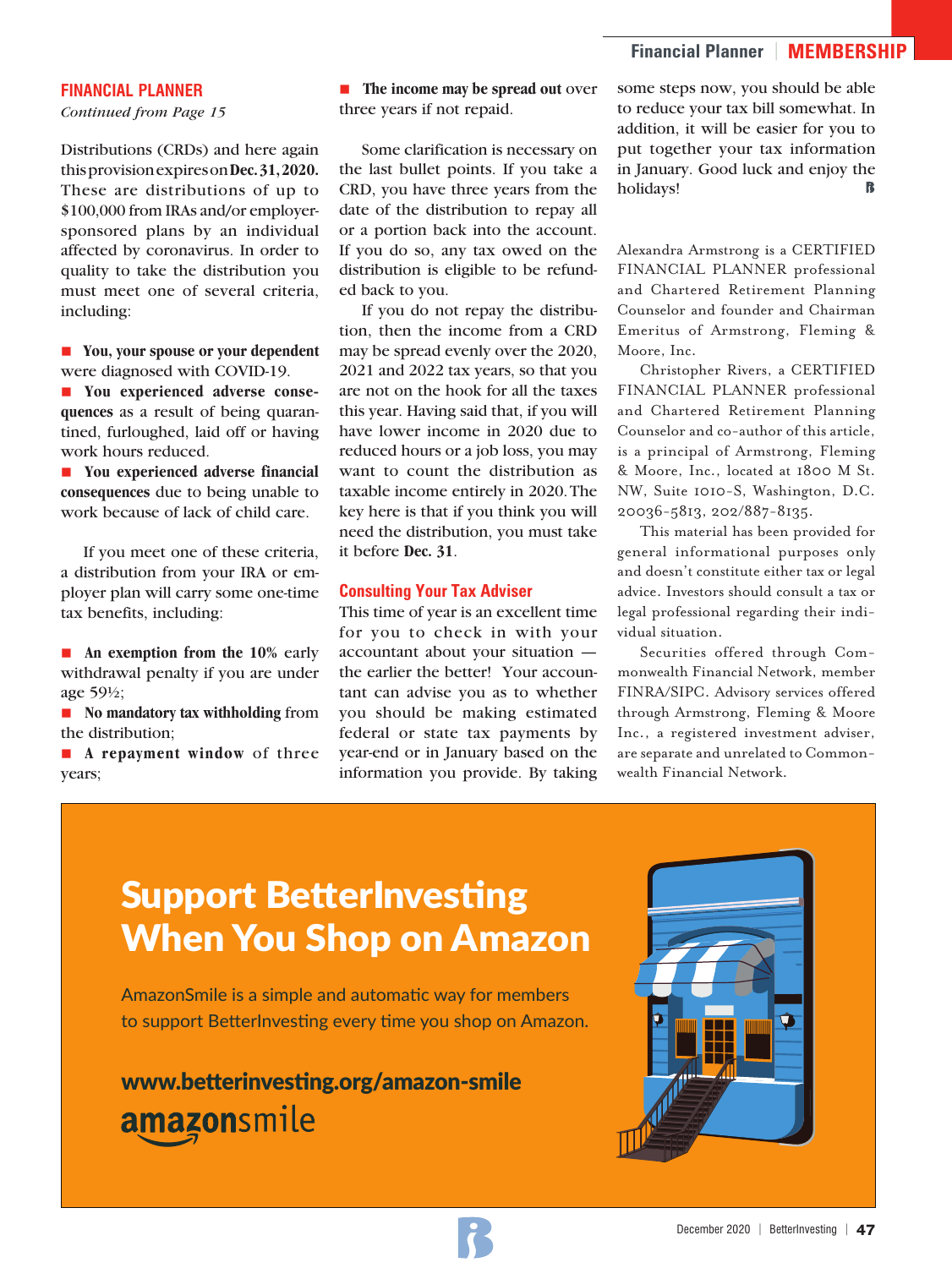## FINANCIAL PLANNER

*Continued from Page 15*

Distributions (CRDs) and here again this provision expires on **Dec. 31, 2020.** These are distributions of up to $100,000 from IRAs and/or employer-sponsored plans by an individual affected by coronavirus. In order to quality to take the distribution you must meet one of several criteria, including:

- **You, your spouse or your dependent** were diagnosed with COVID-19.
- **You experienced adverse consequences** as a result of being quarantined, furloughed, laid off or having work hours reduced.
- **You experienced adverse financial consequences** due to being unable to work because of lack of child care.

If you meet one of these criteria, a distribution from your IRA or employer plan will carry some one-time tax benefits, including:

- **An exemption from the 10%** early withdrawal penalty if you are under age 59½;
- **No mandatory tax withholding** from the distribution;
- **A repayment window** of three years;
- **The income may be spread out** over three years if not repaid.

Some clarification is necessary on the last bullet points. If you take a CRD, you have three years from the date of the distribution to repay all or a portion back into the account. If you do so, any tax owed on the distribution is eligible to be refunded back to you.

If you do not repay the distribution, then the income from a CRD may be spread evenly over the 2020, 2021 and 2022 tax years, so that you are not on the hook for all the taxes this year. Having said that, if you will have lower income in 2020 due to reduced hours or a job loss, you may want to count the distribution as taxable income entirely in 2020. The key here is that if you think you will need the distribution, you must take it before **Dec. 31**.

### Consulting Your Tax Adviser

This time of year is an excellent time for you to check in with your accountant about your situation — the earlier the better! Your accountant can advise you as to whether you should be making estimated federal or state tax payments by year-end or in January based on the information you provide. By taking some steps now, you should be able to reduce your tax bill somewhat. In addition, it will be easier for you to put together your tax information in January. Good luck and enjoy the holidays!

Alexandra Armstrong is a CERTIFIED FINANCIAL PLANNER professional and Chartered Retirement Planning Counselor and founder and Chairman Emeritus of Armstrong, Fleming & Moore, Inc.

Christopher Rivers, a CERTIFIED FINANCIAL PLANNER professional and Chartered Retirement Planning Counselor and co-author of this article, is a principal of Armstrong, Fleming & Moore, Inc., located at 1800 M St. NW, Suite 1010-S, Washington, D.C. 20036-5813, 202/887-8135.

This material has been provided for general informational purposes only and doesn't constitute either tax or legal advice. Investors should consult a tax or legal professional regarding their individual situation.

Securities offered through Commonwealth Financial Network, member FINRA/SIPC. Advisory services offered through Armstrong, Fleming & Moore Inc., a registered investment adviser, are separate and unrelated to Commonwealth Financial Network.

## Support BetterInvesting When You Shop on Amazon

AmazonSmile is a simple and automatic way for members to support BetterInvesting every time you shop on Amazon.

**www.betterinvesting.org/amazon-smile**

amazonsmile